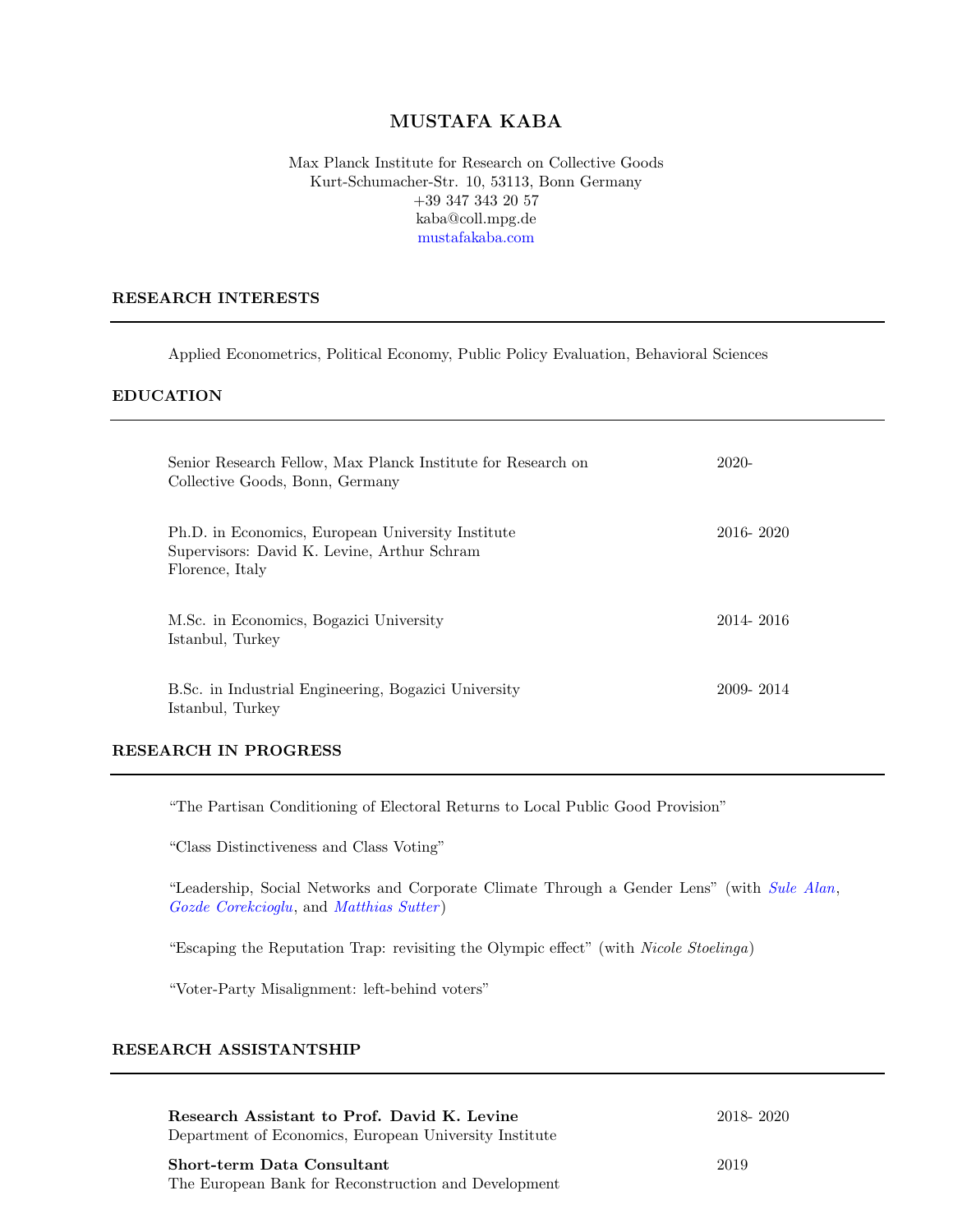# MUSTAFA KABA

Max Planck Institute for Research on Collective Goods
Kurt-Schumacher-Str. 10, 53113, Bonn Germany
+39 347 343 20 57
kaba@coll.mpg.de
mustafakaba.com

## RESEARCH INTERESTS

Applied Econometrics, Political Economy, Public Policy Evaluation, Behavioral Sciences

## EDUCATION

Senior Research Fellow, Max Planck Institute for Research on Collective Goods, Bonn, Germany — 2020-

Ph.D. in Economics, European University Institute — 2016- 2020
Supervisors: David K. Levine, Arthur Schram
Florence, Italy

M.Sc. in Economics, Bogazici University — 2014- 2016
Istanbul, Turkey

B.Sc. in Industrial Engineering, Bogazici University — 2009- 2014
Istanbul, Turkey

## RESEARCH IN PROGRESS

"The Partisan Conditioning of Electoral Returns to Local Public Good Provision"

"Class Distinctiveness and Class Voting"

"Leadership, Social Networks and Corporate Climate Through a Gender Lens" (with *Sule Alan*, *Gozde Corekcioglu*, and *Matthias Sutter*)

"Escaping the Reputation Trap: revisiting the Olympic effect" (with *Nicole Stoelinga*)

"Voter-Party Misalignment: left-behind voters"

## RESEARCH ASSISTANTSHIP

**Research Assistant to Prof. David K. Levine** — 2018- 2020
Department of Economics, European University Institute

**Short-term Data Consultant** — 2019
The European Bank for Reconstruction and Development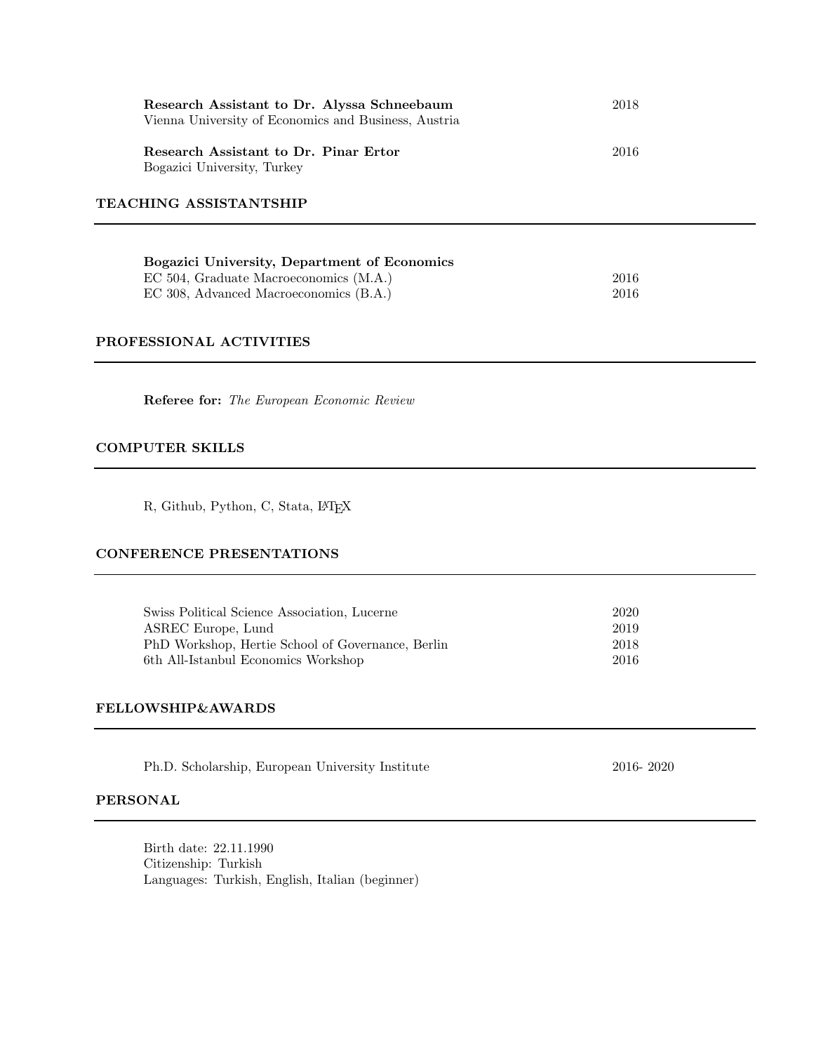**Research Assistant to Dr. Alyssa Schneebaum** 2018
Vienna University of Economics and Business, Austria

**Research Assistant to Dr. Pinar Ertor** 2016
Bogazici University, Turkey

## TEACHING ASSISTANTSHIP

**Bogazici University, Department of Economics**
EC 504, Graduate Macroeconomics (M.A.) 2016
EC 308, Advanced Macroeconomics (B.A.) 2016

## PROFESSIONAL ACTIVITIES

**Referee for:** *The European Economic Review*

## COMPUTER SKILLS

R, Github, Python, C, Stata, LaTeX

## CONFERENCE PRESENTATIONS

Swiss Political Science Association, Lucerne 2020
ASREC Europe, Lund 2019
PhD Workshop, Hertie School of Governance, Berlin 2018
6th All-Istanbul Economics Workshop 2016

## FELLOWSHIP&AWARDS

Ph.D. Scholarship, European University Institute 2016- 2020

## PERSONAL

Birth date: 22.11.1990
Citizenship: Turkish
Languages: Turkish, English, Italian (beginner)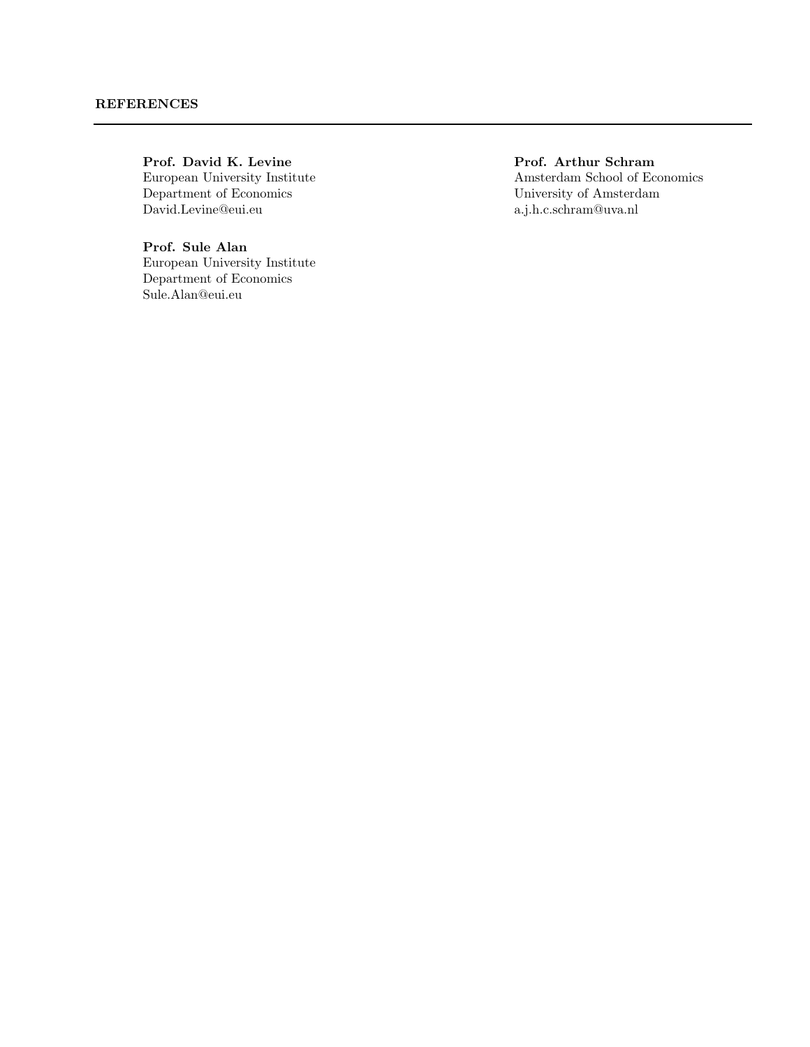## REFERENCES

**Prof. David K. Levine**
European University Institute
Department of Economics
David.Levine@eui.eu

**Prof. Sule Alan**
European University Institute
Department of Economics
Sule.Alan@eui.eu

**Prof. Arthur Schram**
Amsterdam School of Economics
University of Amsterdam
a.j.h.c.schram@uva.nl